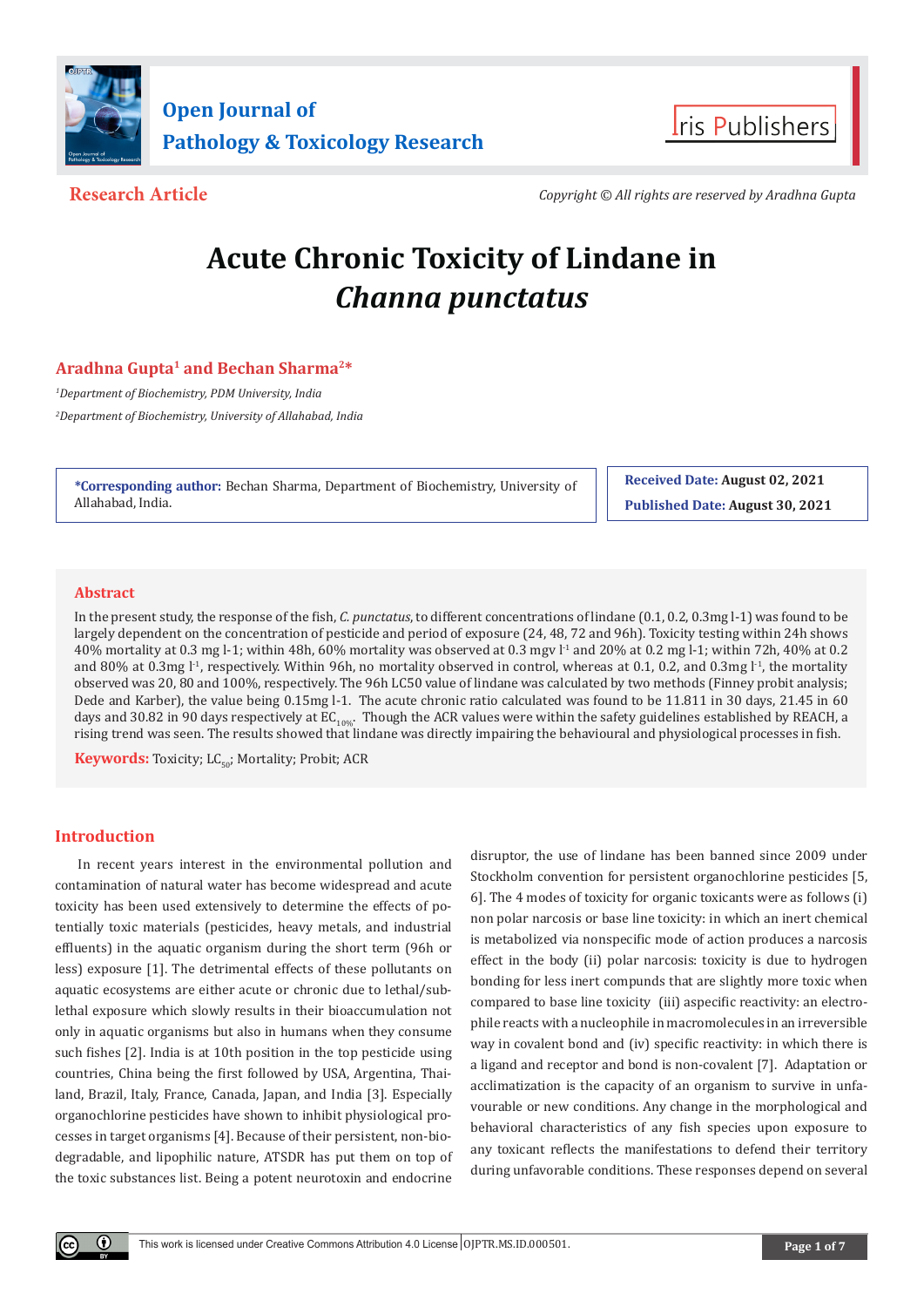**Research Article**

Copyright © All rights are reserved by Aradhna Gupta

# Acute Chronic Toxicity of Lindane in *Channa punctatus*

**Aradhna Gupta[1] and Bechan Sharma[2]***

[1]Department of Biochemistry, PDM University, India

[2]Department of Biochemistry, University of Allahabad, India

***Corresponding author:** Bechan Sharma, Department of Biochemistry, University of Allahabad, India.

**Received Date:** August 02, 2021

**Published Date:** August 30, 2021

## Abstract

In the present study, the response of the fish, *C. punctatus*, to different concentrations of lindane (0.1, 0.2, 0.3mg l-1) was found to be largely dependent on the concentration of pesticide and period of exposure (24, 48, 72 and 96h). Toxicity testing within 24h shows 40% mortality at 0.3 mg l-1; within 48h, 60% mortality was observed at 0.3 mgv $l^{-1}$ and 20% at 0.2 mg l-1; within 72h, 40% at 0.2 and 80% at 0.3mg $l^{-1}$, respectively. Within 96h, no mortality observed in control, whereas at 0.1, 0.2, and 0.3mg $l^{-1}$, the mortality observed was 20, 80 and 100%, respectively. The 96h LC50 value of lindane was calculated by two methods (Finney probit analysis; Dede and Karber), the value being 0.15mg l-1. The acute chronic ratio calculated was found to be 11.811 in 30 days, 21.45 in 60 days and 30.82 in 90 days respectively at $EC_{10\%}$. Though the ACR values were within the safety guidelines established by REACH, a rising trend was seen. The results showed that lindane was directly impairing the behavioural and physiological processes in fish.

**Keywords:** Toxicity; $LC_{50}$; Mortality; Probit; ACR

## Introduction

In recent years interest in the environmental pollution and contamination of natural water has become widespread and acute toxicity has been used extensively to determine the effects of potentially toxic materials (pesticides, heavy metals, and industrial effluents) in the aquatic organism during the short term (96h or less) exposure [1]. The detrimental effects of these pollutants on aquatic ecosystems are either acute or chronic due to lethal/sub-lethal exposure which slowly results in their bioaccumulation not only in aquatic organisms but also in humans when they consume such fishes [2]. India is at 10th position in the top pesticide using countries, China being the first followed by USA, Argentina, Thailand, Brazil, Italy, France, Canada, Japan, and India [3]. Especially organochlorine pesticides have shown to inhibit physiological processes in target organisms [4]. Because of their persistent, non-biodegradable, and lipophilic nature, ATSDR has put them on top of the toxic substances list. Being a potent neurotoxin and endocrine disruptor, the use of lindane has been banned since 2009 under Stockholm convention for persistent organochlorine pesticides [5, 6]. The 4 modes of toxicity for organic toxicants were as follows (i) non polar narcosis or base line toxicity: in which an inert chemical is metabolized via nonspecific mode of action produces a narcosis effect in the body (ii) polar narcosis: toxicity is due to hydrogen bonding for less inert compunds that are slightly more toxic when compared to base line toxicity (iii) aspecific reactivity: an electrophile reacts with a nucleophile in macromolecules in an irreversible way in covalent bond and (iv) specific reactivity: in which there is a ligand and receptor and bond is non-covalent [7]. Adaptation or acclimatization is the capacity of an organism to survive in unfavourable or new conditions. Any change in the morphological and behavioral characteristics of any fish species upon exposure to any toxicant reflects the manifestations to defend their territory during unfavorable conditions. These responses depend on several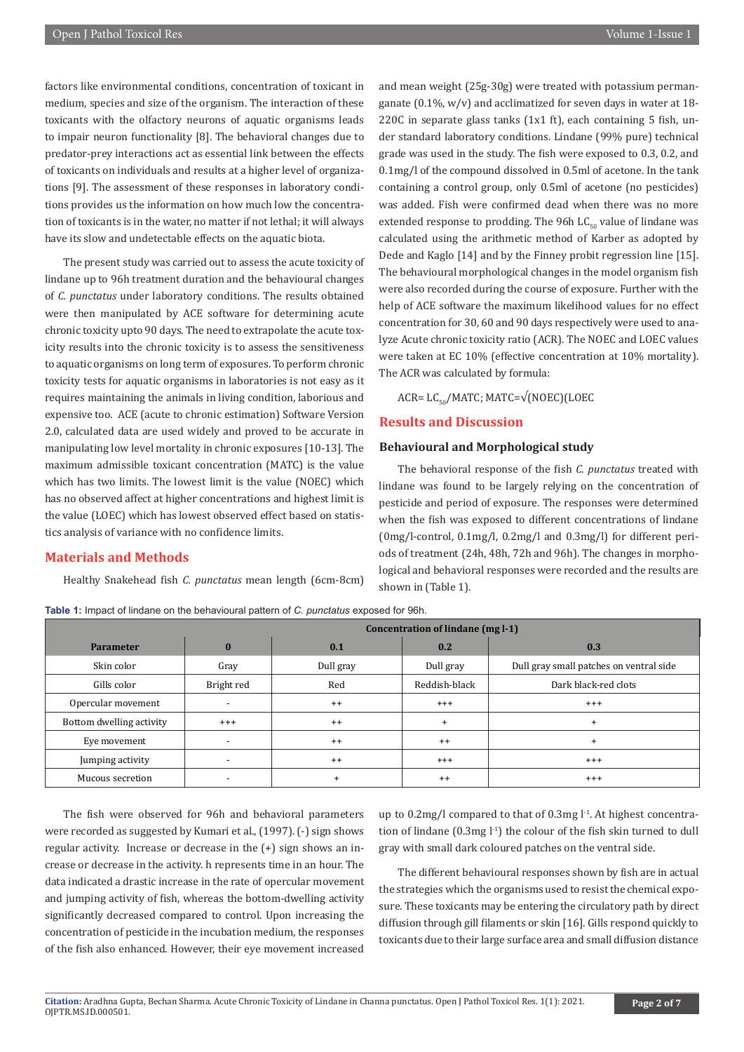factors like environmental conditions, concentration of toxicant in medium, species and size of the organism. The interaction of these toxicants with the olfactory neurons of aquatic organisms leads to impair neuron functionality [8]. The behavioral changes due to predator-prey interactions act as essential link between the effects of toxicants on individuals and results at a higher level of organizations [9]. The assessment of these responses in laboratory conditions provides us the information on how much low the concentration of toxicants is in the water, no matter if not lethal; it will always have its slow and undetectable effects on the aquatic biota.

The present study was carried out to assess the acute toxicity of lindane up to 96h treatment duration and the behavioural changes of *C. punctatus* under laboratory conditions. The results obtained were then manipulated by ACE software for determining acute chronic toxicity upto 90 days. The need to extrapolate the acute toxicity results into the chronic toxicity is to assess the sensitiveness to aquatic organisms on long term of exposures. To perform chronic toxicity tests for aquatic organisms in laboratories is not easy as it requires maintaining the animals in living condition, laborious and expensive too. ACE (acute to chronic estimation) Software Version 2.0, calculated data are used widely and proved to be accurate in manipulating low level mortality in chronic exposures [10-13]. The maximum admissible toxicant concentration (MATC) is the value which has two limits. The lowest limit is the value (NOEC) which has no observed affect at higher concentrations and highest limit is the value (LOEC) which has lowest observed effect based on statistics analysis of variance with no confidence limits.

## Materials and Methods

Healthy Snakehead fish *C. punctatus* mean length (6cm-8cm) and mean weight (25g-30g) were treated with potassium permanganate (0.1%, w/v) and acclimatized for seven days in water at 18-220C in separate glass tanks (1x1 ft), each containing 5 fish, under standard laboratory conditions. Lindane (99% pure) technical grade was used in the study. The fish were exposed to 0.3, 0.2, and 0.1mg/l of the compound dissolved in 0.5ml of acetone. In the tank containing a control group, only 0.5ml of acetone (no pesticides) was added. Fish were confirmed dead when there was no more extended response to prodding. The 96h $LC_{50}$ value of lindane was calculated using the arithmetic method of Karber as adopted by Dede and Kaglo [14] and by the Finney probit regression line [15]. The behavioural morphological changes in the model organism fish were also recorded during the course of exposure. Further with the help of ACE software the maximum likelihood values for no effect concentration for 30, 60 and 90 days respectively were used to analyze Acute chronic toxicity ratio (ACR). The NOEC and LOEC values were taken at EC 10% (effective concentration at 10% mortality). The ACR was calculated by formula:

ACR= $LC_{50}$/MATC; MATC=$\sqrt{(NOEC)(LOEC}$

## Results and Discussion

### Behavioural and Morphological study

The behavioral response of the fish *C. punctatus* treated with lindane was found to be largely relying on the concentration of pesticide and period of exposure. The responses were determined when the fish was exposed to different concentrations of lindane (0mg/l-control, 0.1mg/l, 0.2mg/l and 0.3mg/l) for different periods of treatment (24h, 48h, 72h and 96h). The changes in morphological and behavioral responses were recorded and the results are shown in (Table 1).

**Table 1:** Impact of lindane on the behavioural pattern of *C. punctatus* exposed for 96h.

| | Concentration of lindane (mg l-1) | | | |
|---|---|---|---|---|
| **Parameter** | **0** | **0.1** | **0.2** | **0.3** |
| Skin color | Gray | Dull gray | Dull gray | Dull gray small patches on ventral side |
| Gills color | Bright red | Red | Reddish-black | Dark black-red clots |
| Opercular movement | - | ++ | +++ | +++ |
| Bottom dwelling activity | +++ | ++ | + | + |
| Eye movement | - | ++ | ++ | + |
| Jumping activity | - | ++ | +++ | +++ |
| Mucous secretion | - | + | ++ | +++ |

The fish were observed for 96h and behavioral parameters were recorded as suggested by Kumari et al., (1997). (-) sign shows regular activity. Increase or decrease in the (+) sign shows an increase or decrease in the activity. h represents time in an hour. The data indicated a drastic increase in the rate of opercular movement and jumping activity of fish, whereas the bottom-dwelling activity significantly decreased compared to control. Upon increasing the concentration of pesticide in the incubation medium, the responses of the fish also enhanced. However, their eye movement increased up to 0.2mg/l compared to that of 0.3mg $l^{-1}$. At highest concentration of lindane (0.3mg $l^{-1}$) the colour of the fish skin turned to dull gray with small dark coloured patches on the ventral side.

The different behavioural responses shown by fish are in actual the strategies which the organisms used to resist the chemical exposure. These toxicants may be entering the circulatory path by direct diffusion through gill filaments or skin [16]. Gills respond quickly to toxicants due to their large surface area and small diffusion distance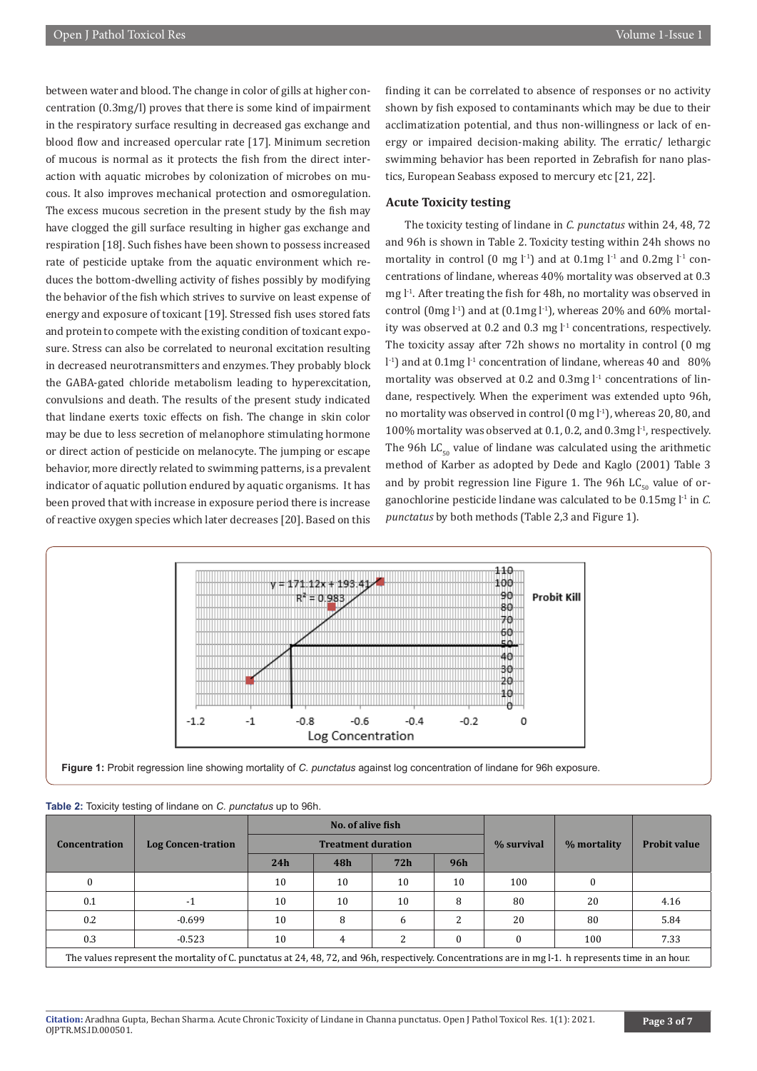between water and blood. The change in color of gills at higher concentration (0.3mg/l) proves that there is some kind of impairment in the respiratory surface resulting in decreased gas exchange and blood flow and increased opercular rate [17]. Minimum secretion of mucous is normal as it protects the fish from the direct interaction with aquatic microbes by colonization of microbes on mucous. It also improves mechanical protection and osmoregulation. The excess mucous secretion in the present study by the fish may have clogged the gill surface resulting in higher gas exchange and respiration [18]. Such fishes have been shown to possess increased rate of pesticide uptake from the aquatic environment which reduces the bottom-dwelling activity of fishes possibly by modifying the behavior of the fish which strives to survive on least expense of energy and exposure of toxicant [19]. Stressed fish uses stored fats and protein to compete with the existing condition of toxicant exposure. Stress can also be correlated to neuronal excitation resulting in decreased neurotransmitters and enzymes. They probably block the GABA-gated chloride metabolism leading to hyperexcitation, convulsions and death. The results of the present study indicated that lindane exerts toxic effects on fish. The change in skin color may be due to less secretion of melanophore stimulating hormone or direct action of pesticide on melanocyte. The jumping or escape behavior, more directly related to swimming patterns, is a prevalent indicator of aquatic pollution endured by aquatic organisms. It has been proved that with increase in exposure period there is increase of reactive oxygen species which later decreases [20]. Based on this finding it can be correlated to absence of responses or no activity shown by fish exposed to contaminants which may be due to their acclimatization potential, and thus non-willingness or lack of energy or impaired decision-making ability. The erratic/ lethargic swimming behavior has been reported in Zebrafish for nano plastics, European Seabass exposed to mercury etc [21, 22].

### Acute Toxicity testing

The toxicity testing of lindane in *C. punctatus* within 24, 48, 72 and 96h is shown in Table 2. Toxicity testing within 24h shows no mortality in control (0 mg $l^{-1}$) and at 0.1mg $l^{-1}$ and 0.2mg $l^{-1}$ concentrations of lindane, whereas 40% mortality was observed at 0.3 mg $l^{-1}$. After treating the fish for 48h, no mortality was observed in control (0mg $l^{-1}$) and at (0.1mg $l^{-1}$), whereas 20% and 60% mortality was observed at 0.2 and 0.3 mg $l^{-1}$ concentrations, respectively. The toxicity assay after 72h shows no mortality in control (0 mg $l^{-1}$) and at 0.1mg $l^{-1}$ concentration of lindane, whereas 40 and 80% mortality was observed at 0.2 and 0.3mg $l^{-1}$ concentrations of lindane, respectively. When the experiment was extended upto 96h, no mortality was observed in control (0 mg $l^{-1}$), whereas 20, 80, and 100% mortality was observed at 0.1, 0.2, and 0.3mg $l^{-1}$, respectively. The 96h $LC_{50}$ value of lindane was calculated using the arithmetic method of Karber as adopted by Dede and Kaglo (2001) Table 3 and by probit regression line Figure 1. The 96h $LC_{50}$ value of organochlorine pesticide lindane was calculated to be 0.15mg $l^{-1}$ in *C. punctatus* by both methods (Table 2,3 and Figure 1).

**Figure 1:** Probit regression line showing mortality of *C. punctatus* against log concentration of lindane for 96h exposure.

**Table 2:** Toxicity testing of lindane on *C. punctatus* up to 96h.

| Concentration | Log Concen-tration | No. of alive fish | | | | % survival | % mortality | Probit value |
|---|---|---|---|---|---|---|---|---|
| | | Treatment duration | | | | | | |
| | | 24h | 48h | 72h | 96h | | | |
| 0 | | 10 | 10 | 10 | 10 | 100 | 0 | |
| 0.1 | -1 | 10 | 10 | 10 | 8 | 80 | 20 | 4.16 |
| 0.2 | -0.699 | 10 | 8 | 6 | 2 | 20 | 80 | 5.84 |
| 0.3 | -0.523 | 10 | 4 | 2 | 0 | 0 | 100 | 7.33 |

The values represent the mortality of C. punctatus at 24, 48, 72, and 96h, respectively. Concentrations are in mg l-1. h represents time in an hour.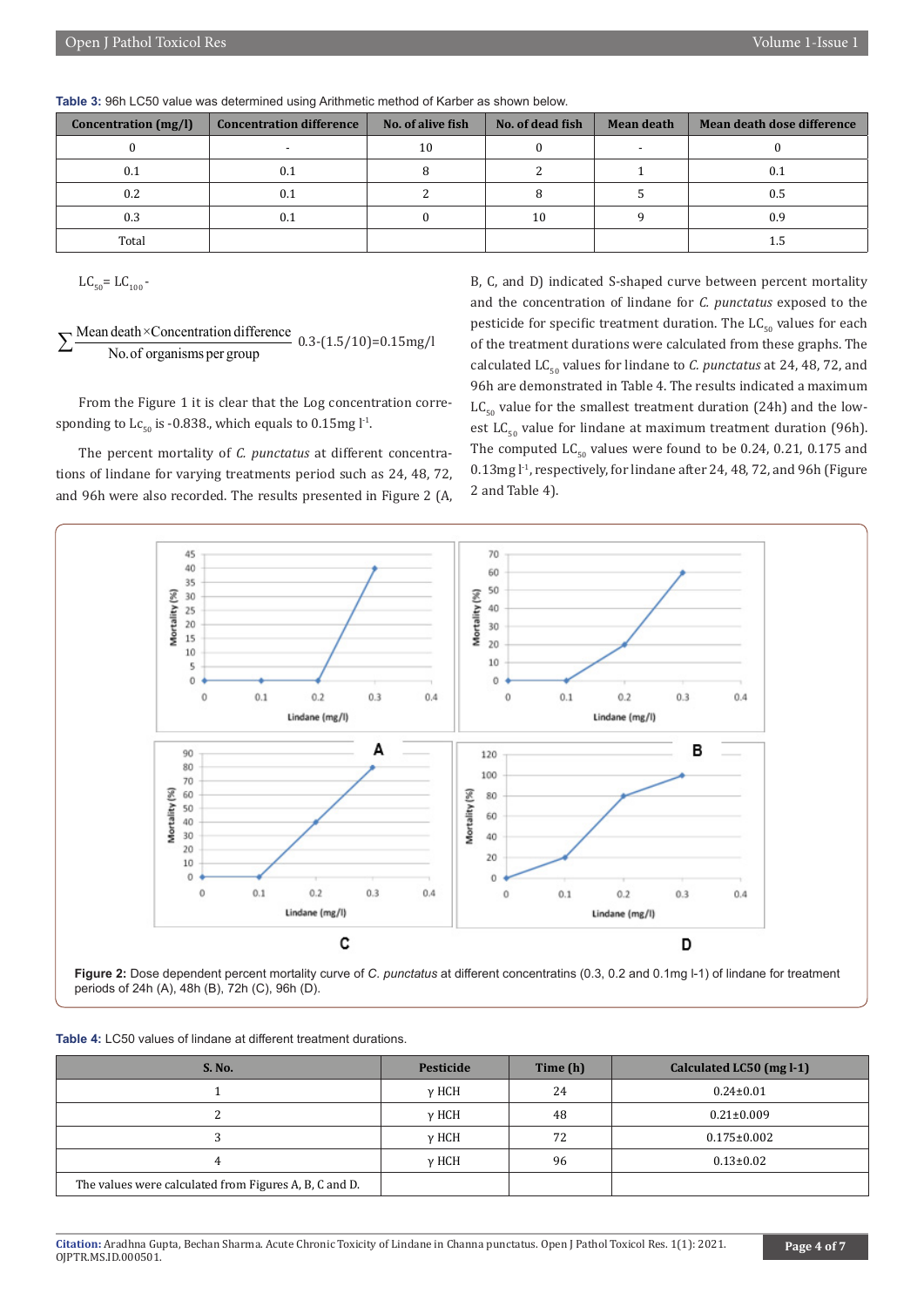**Table 3:** 96h LC50 value was determined using Arithmetic method of Karber as shown below.

| Concentration (mg/l) | Concentration difference | No. of alive fish | No. of dead fish | Mean death | Mean death dose difference |
|---|---|---|---|---|---|
| 0 | - | 10 | 0 | - | 0 |
| 0.1 | 0.1 | 8 | 2 | 1 | 0.1 |
| 0.2 | 0.1 | 2 | 8 | 5 | 0.5 |
| 0.3 | 0.1 | 0 | 10 | 9 | 0.9 |
| Total | | | | | 1.5 |

$LC_{50} = LC_{100} -$

$$\sum \frac{\text{Mean death} \times \text{Concentration difference}}{\text{No. of organisms per group}} \quad 0.3\text{-}(1.5/10)=0.15\text{mg/l}$$

From the Figure 1 it is clear that the Log concentration corresponding to $Lc_{50}$ is -0.838., which equals to 0.15mg $l^{-1}$.

The percent mortality of *C. punctatus* at different concentrations of lindane for varying treatments period such as 24, 48, 72, and 96h were also recorded. The results presented in Figure 2 (A, B, C, and D) indicated S-shaped curve between percent mortality and the concentration of lindane for *C. punctatus* exposed to the pesticide for specific treatment duration. The $LC_{50}$ values for each of the treatment durations were calculated from these graphs. The calculated $LC_{50}$ values for lindane to *C. punctatus* at 24, 48, 72, and 96h are demonstrated in Table 4. The results indicated a maximum $LC_{50}$ value for the smallest treatment duration (24h) and the lowest $LC_{50}$ value for lindane at maximum treatment duration (96h). The computed $LC_{50}$ values were found to be 0.24, 0.21, 0.175 and 0.13mg $l^{-1}$, respectively, for lindane after 24, 48, 72, and 96h (Figure 2 and Table 4).

**Figure 2:** Dose dependent percent mortality curve of *C. punctatus* at different concentratins (0.3, 0.2 and 0.1mg l-1) of lindane for treatment periods of 24h (A), 48h (B), 72h (C), 96h (D).

**Table 4:** LC50 values of lindane at different treatment durations.

| S. No. | Pesticide | Time (h) | Calculated LC50 (mg l-1) |
|---|---|---|---|
| 1 | γ HCH | 24 | 0.24±0.01 |
| 2 | γ HCH | 48 | 0.21±0.009 |
| 3 | γ HCH | 72 | 0.175±0.002 |
| 4 | γ HCH | 96 | 0.13±0.02 |
| The values were calculated from Figures A, B, C and D. | | | |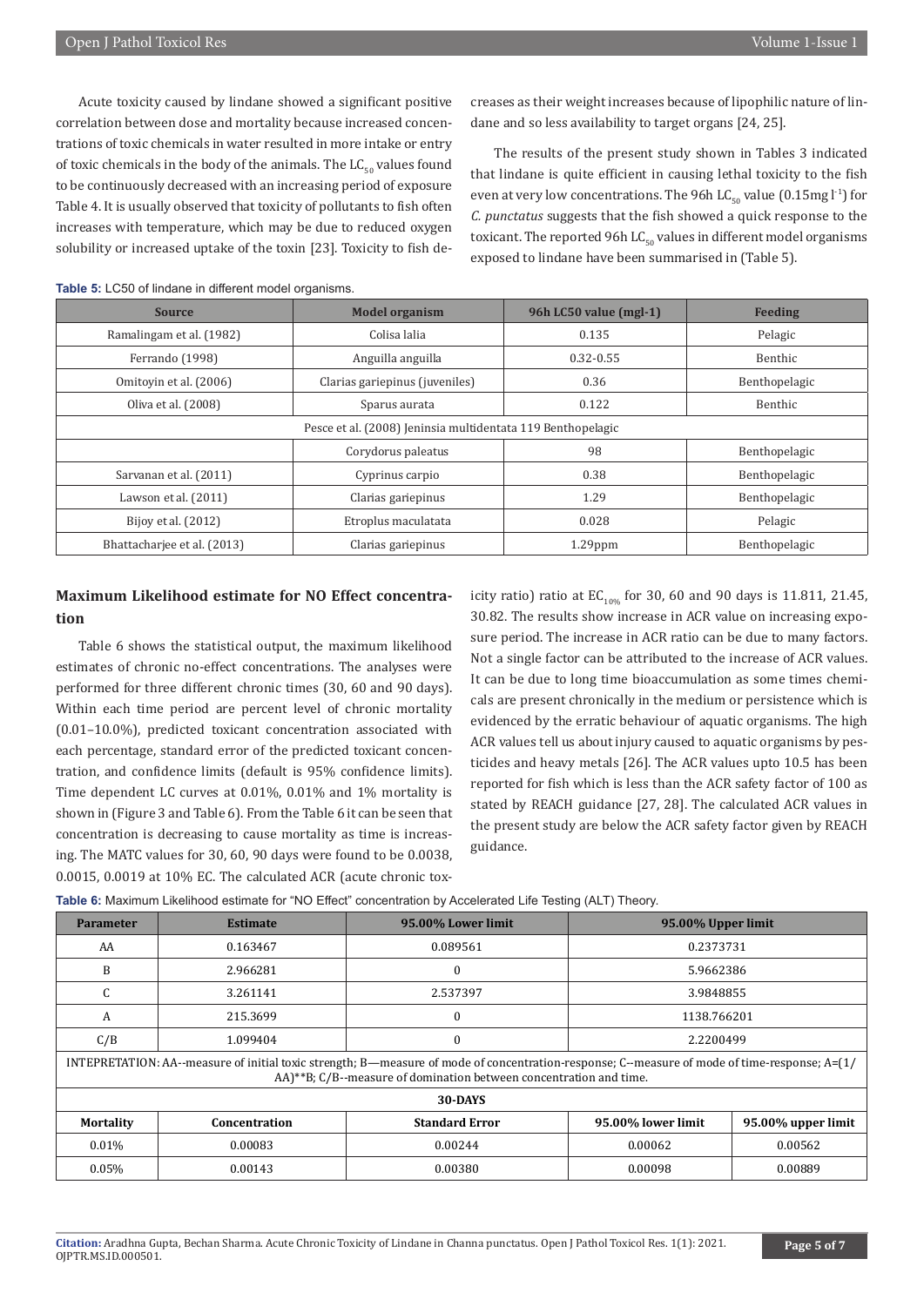Acute toxicity caused by lindane showed a significant positive correlation between dose and mortality because increased concentrations of toxic chemicals in water resulted in more intake or entry of toxic chemicals in the body of the animals. The $LC_{50}$ values found to be continuously decreased with an increasing period of exposure Table 4. It is usually observed that toxicity of pollutants to fish often increases with temperature, which may be due to reduced oxygen solubility or increased uptake of the toxin [23]. Toxicity to fish decreases as their weight increases because of lipophilic nature of lindane and so less availability to target organs [24, 25].

The results of the present study shown in Tables 3 indicated that lindane is quite efficient in causing lethal toxicity to the fish even at very low concentrations. The 96h $LC_{50}$ value (0.15mg $l^{-1}$) for *C. punctatus* suggests that the fish showed a quick response to the toxicant. The reported 96h $LC_{50}$ values in different model organisms exposed to lindane have been summarised in (Table 5).

**Table 5:** LC50 of lindane in different model organisms.

| Source | Model organism | 96h LC50 value (mgl-1) | Feeding |
|---|---|---|---|
| Ramalingam et al. (1982) | Colisa lalia | 0.135 | Pelagic |
| Ferrando (1998) | Anguilla anguilla | 0.32-0.55 | Benthic |
| Omitoyin et al. (2006) | Clarias gariepinus (juveniles) | 0.36 | Benthopelagic |
| Oliva et al. (2008) | Sparus aurata | 0.122 | Benthic |
| Pesce et al. (2008) Jenisnia multidentata 119 Benthopelagic | | | |
| | Corydorus paleatus | 98 | Benthopelagic |
| Sarvanan et al. (2011) | Cyprinus carpio | 0.38 | Benthopelagic |
| Lawson et al. (2011) | Clarias gariepinus | 1.29 | Benthopelagic |
| Bijoy et al. (2012) | Etroplus maculatata | 0.028 | Pelagic |
| Bhattacharjee et al. (2013) | Clarias gariepinus | 1.29ppm | Benthopelagic |

## Maximum Likelihood estimate for NO Effect concentration

Table 6 shows the statistical output, the maximum likelihood estimates of chronic no-effect concentrations. The analyses were performed for three different chronic times (30, 60 and 90 days). Within each time period are percent level of chronic mortality (0.01–10.0%), predicted toxicant concentration associated with each percentage, standard error of the predicted toxicant concentration, and confidence limits (default is 95% confidence limits). Time dependent LC curves at 0.01%, 0.01% and 1% mortality is shown in (Figure 3 and Table 6). From the Table 6 it can be seen that concentration is decreasing to cause mortality as time is increasing. The MATC values for 30, 60, 90 days were found to be 0.0038, 0.0015, 0.0019 at 10% EC. The calculated ACR (acute chronic toxicity ratio) ratio at $EC_{10\%}$ for 30, 60 and 90 days is 11.811, 21.45, 30.82. The results show increase in ACR value on increasing exposure period. The increase in ACR ratio can be due to many factors. Not a single factor can be attributed to the increase of ACR values. It can be due to long time bioaccumulation as some times chemicals are present chronically in the medium or persistence which is evidenced by the erratic behaviour of aquatic organisms. The high ACR values tell us about injury caused to aquatic organisms by pesticides and heavy metals [26]. The ACR values upto 10.5 has been reported for fish which is less than the ACR safety factor of 100 as stated by REACH guidance [27, 28]. The calculated ACR values in the present study are below the ACR safety factor given by REACH guidance.

**Table 6:** Maximum Likelihood estimate for "NO Effect" concentration by Accelerated Life Testing (ALT) Theory.

| Parameter | Estimate | 95.00% Lower limit | 95.00% Upper limit | |
|---|---|---|---|---|
| AA | 0.163467 | 0.089561 | 0.2373731 | |
| B | 2.966281 | 0 | 5.9662386 | |
| C | 3.261141 | 2.537397 | 3.9848855 | |
| A | 215.3699 | 0 | 1138.766201 | |
| C/B | 1.099404 | 0 | 2.2200499 | |
| INTEPRETATION: AA--measure of initial toxic strength; B—measure of mode of concentration-response; C--measure of mode of time-response; A=(1/AA)**B; C/B--measure of domination between concentration and time. | | | | |
| 30-DAYS | | | | |
| **Mortality** | **Concentration** | **Standard Error** | **95.00% lower limit** | **95.00% upper limit** |
| 0.01% | 0.00083 | 0.00244 | 0.00062 | 0.00562 |
| 0.05% | 0.00143 | 0.00380 | 0.00098 | 0.00889 |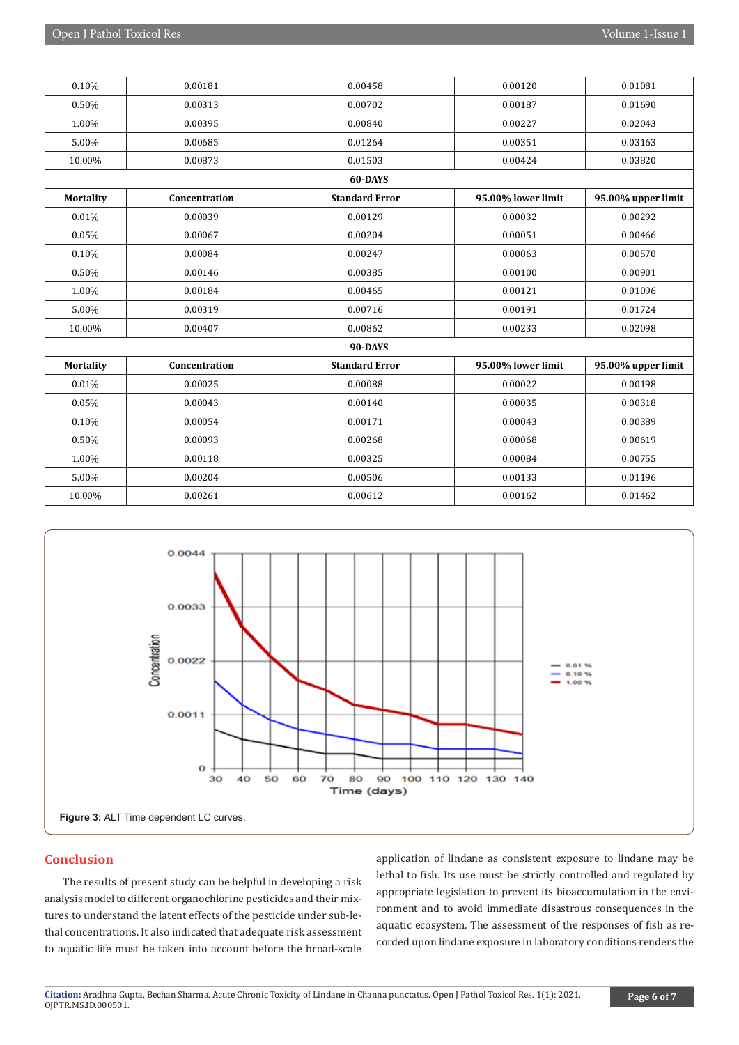| Mortality | Concentration | Standard Error | 95.00% lower limit | 95.00% upper limit |
|---|---|---|---|---|
| 0.10% | 0.00181 | 0.00458 | 0.00120 | 0.01081 |
| 0.50% | 0.00313 | 0.00702 | 0.00187 | 0.01690 |
| 1.00% | 0.00395 | 0.00840 | 0.00227 | 0.02043 |
| 5.00% | 0.00685 | 0.01264 | 0.00351 | 0.03163 |
| 10.00% | 0.00873 | 0.01503 | 0.00424 | 0.03820 |
| **60-DAYS** | | | | |
| **Mortality** | **Concentration** | **Standard Error** | **95.00% lower limit** | **95.00% upper limit** |
| 0.01% | 0.00039 | 0.00129 | 0.00032 | 0.00292 |
| 0.05% | 0.00067 | 0.00204 | 0.00051 | 0.00466 |
| 0.10% | 0.00084 | 0.00247 | 0.00063 | 0.00570 |
| 0.50% | 0.00146 | 0.00385 | 0.00100 | 0.00901 |
| 1.00% | 0.00184 | 0.00465 | 0.00121 | 0.01096 |
| 5.00% | 0.00319 | 0.00716 | 0.00191 | 0.01724 |
| 10.00% | 0.00407 | 0.00862 | 0.00233 | 0.02098 |
| **90-DAYS** | | | | |
| **Mortality** | **Concentration** | **Standard Error** | **95.00% lower limit** | **95.00% upper limit** |
| 0.01% | 0.00025 | 0.00088 | 0.00022 | 0.00198 |
| 0.05% | 0.00043 | 0.00140 | 0.00035 | 0.00318 |
| 0.10% | 0.00054 | 0.00171 | 0.00043 | 0.00389 |
| 0.50% | 0.00093 | 0.00268 | 0.00068 | 0.00619 |
| 1.00% | 0.00118 | 0.00325 | 0.00084 | 0.00755 |
| 5.00% | 0.00204 | 0.00506 | 0.00133 | 0.01196 |
| 10.00% | 0.00261 | 0.00612 | 0.00162 | 0.01462 |

**Figure 3:** ALT Time dependent LC curves.

## Conclusion

The results of present study can be helpful in developing a risk analysis model to different organochlorine pesticides and their mixtures to understand the latent effects of the pesticide under sub-lethal concentrations. It also indicated that adequate risk assessment to aquatic life must be taken into account before the broad-scale application of lindane as consistent exposure to lindane may be lethal to fish. Its use must be strictly controlled and regulated by appropriate legislation to prevent its bioaccumulation in the environment and to avoid immediate disastrous consequences in the aquatic ecosystem. The assessment of the responses of fish as recorded upon lindane exposure in laboratory conditions renders the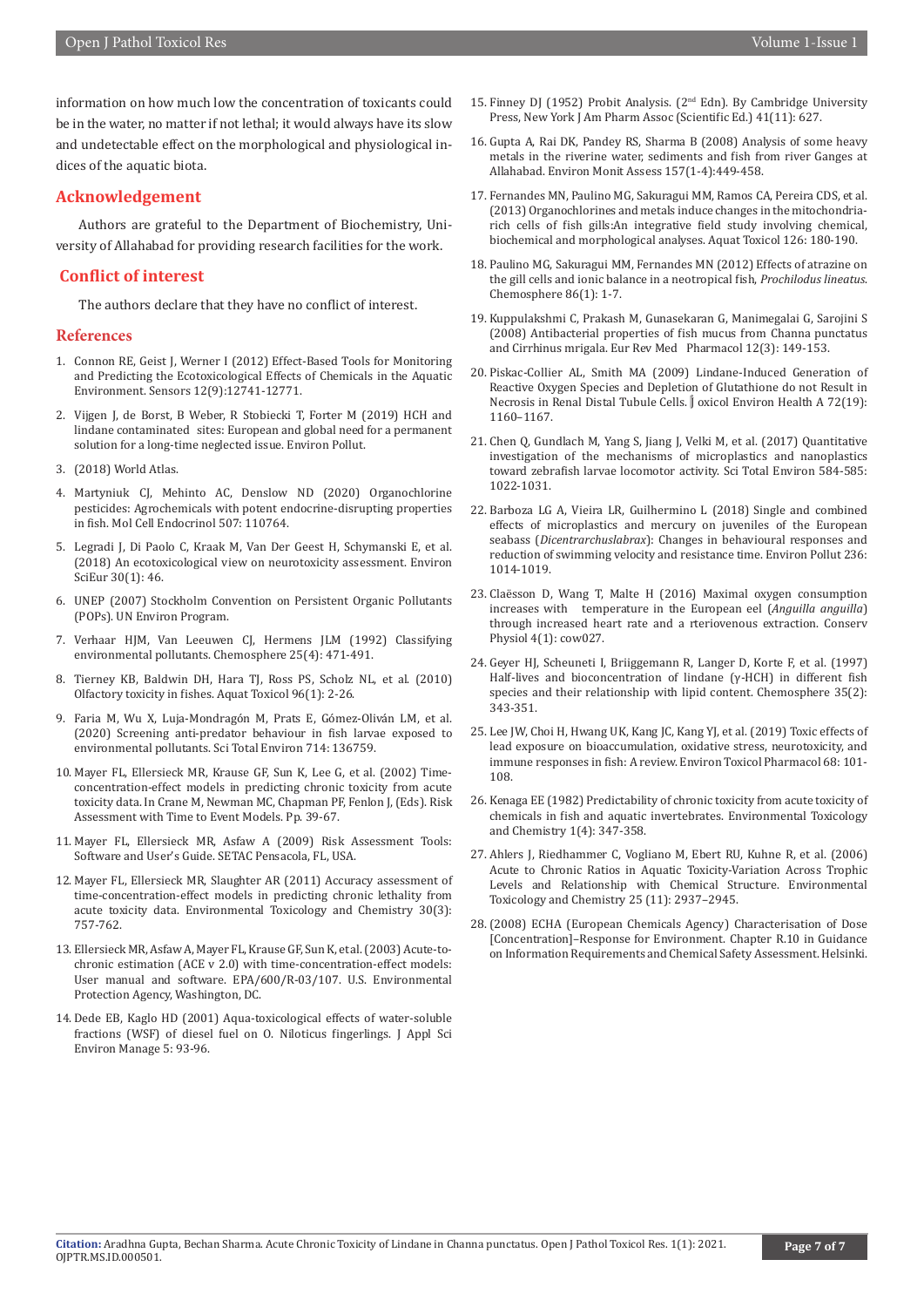information on how much low the concentration of toxicants could be in the water, no matter if not lethal; it would always have its slow and undetectable effect on the morphological and physiological indices of the aquatic biota.

## Acknowledgement

Authors are grateful to the Department of Biochemistry, University of Allahabad for providing research facilities for the work.

## Conflict of interest

The authors declare that they have no conflict of interest.

## References

1. Connon RE, Geist J, Werner I (2012) Effect-Based Tools for Monitoring and Predicting the Ecotoxicological Effects of Chemicals in the Aquatic Environment. Sensors 12(9):12741-12771.
2. Vijgen J, de Borst, B Weber, R Stobiecki T, Forter M (2019) HCH and lindane contaminated sites: European and global need for a permanent solution for a long-time neglected issue. Environ Pollut.
3. (2018) World Atlas.
4. Martyniuk CJ, Mehinto AC, Denslow ND (2020) Organochlorine pesticides: Agrochemicals with potent endocrine-disrupting properties in fish. Mol Cell Endocrinol 507: 110764.
5. Legradi J, Di Paolo C, Kraak M, Van Der Geest H, Schymanski E, et al. (2018) An ecotoxicological view on neurotoxicity assessment. Environ SciEur 30(1): 46.
6. UNEP (2007) Stockholm Convention on Persistent Organic Pollutants (POPs). UN Environ Program.
7. Verhaar HJM, Van Leeuwen CJ, Hermens JLM (1992) Classifying environmental pollutants. Chemosphere 25(4): 471-491.
8. Tierney KB, Baldwin DH, Hara TJ, Ross PS, Scholz NL, et al. (2010) Olfactory toxicity in fishes. Aquat Toxicol 96(1): 2-26.
9. Faria M, Wu X, Luja-Mondragón M, Prats E, Gómez-Oliván LM, et al. (2020) Screening anti-predator behaviour in fish larvae exposed to environmental pollutants. Sci Total Environ 714: 136759.
10. Mayer FL, Ellersieck MR, Krause GF, Sun K, Lee G, et al. (2002) Time-concentration-effect models in predicting chronic toxicity from acute toxicity data. In Crane M, Newman MC, Chapman PF, Fenlon J, (Eds). Risk Assessment with Time to Event Models. Pp. 39-67.
11. Mayer FL, Ellersieck MR, Asfaw A (2009) Risk Assessment Tools: Software and User's Guide. SETAC Pensacola, FL, USA.
12. Mayer FL, Ellersieck MR, Slaughter AR (2011) Accuracy assessment of time-concentration-effect models in predicting chronic lethality from acute toxicity data. Environmental Toxicology and Chemistry 30(3): 757-762.
13. Ellersieck MR, Asfaw A, Mayer FL, Krause GF, Sun K, et al. (2003) Acute-to-chronic estimation (ACE v 2.0) with time-concentration-effect models: User manual and software. EPA/600/R-03/107. U.S. Environmental Protection Agency, Washington, DC.
14. Dede EB, Kaglo HD (2001) Aqua-toxicological effects of water-soluble fractions (WSF) of diesel fuel on O. Niloticus fingerlings. J Appl Sci Environ Manage 5: 93-96.
15. Finney DJ (1952) Probit Analysis. (2nd Edn). By Cambridge University Press, New York J Am Pharm Assoc (Scientific Ed.) 41(11): 627.
16. Gupta A, Rai DK, Pandey RS, Sharma B (2008) Analysis of some heavy metals in the riverine water, sediments and fish from river Ganges at Allahabad. Environ Monit Assess 157(1-4):449-458.
17. Fernandes MN, Paulino MG, Sakuragui MM, Ramos CA, Pereira CDS, et al. (2013) Organochlorines and metals induce changes in the mitochondria-rich cells of fish gills:An integrative field study involving chemical, biochemical and morphological analyses. Aquat Toxicol 126: 180-190.
18. Paulino MG, Sakuragui MM, Fernandes MN (2012) Effects of atrazine on the gill cells and ionic balance in a neotropical fish, *Prochilodus lineatus*. Chemosphere 86(1): 1-7.
19. Kuppulakshmi C, Prakash M, Gunasekaran G, Manimegalai G, Sarojini S (2008) Antibacterial properties of fish mucus from Channa punctatus and Cirrhinus mrigala. Eur Rev Med Pharmacol 12(3): 149-153.
20. Piskac-Collier AL, Smith MA (2009) Lindane-Induced Generation of Reactive Oxygen Species and Depletion of Glutathione do not Result in Necrosis in Renal Distal Tubule Cells. J oxicol Environ Health A 72(19): 1160–1167.
21. Chen Q, Gundlach M, Yang S, Jiang J, Velki M, et al. (2017) Quantitative investigation of the mechanisms of microplastics and nanoplastics toward zebrafish larvae locomotor activity. Sci Total Environ 584-585: 1022-1031.
22. Barboza LG A, Vieira LR, Guilhermino L (2018) Single and combined effects of microplastics and mercury on juveniles of the European seabass (*Dicentrarchuslabrax*): Changes in behavioural responses and reduction of swimming velocity and resistance time. Environ Pollut 236: 1014-1019.
23. Claësson D, Wang T, Malte H (2016) Maximal oxygen consumption increases with temperature in the European eel (*Anguilla anguilla*) through increased heart rate and a rteriovenous extraction. Conserv Physiol 4(1): cow027.
24. Geyer HJ, Scheuneti I, Briiggemann R, Langer D, Korte F, et al. (1997) Half-lives and bioconcentration of lindane (γ-HCH) in different fish species and their relationship with lipid content. Chemosphere 35(2): 343-351.
25. Lee JW, Choi H, Hwang UK, Kang JC, Kang YJ, et al. (2019) Toxic effects of lead exposure on bioaccumulation, oxidative stress, neurotoxicity, and immune responses in fish: A review. Environ Toxicol Pharmacol 68: 101-108.
26. Kenaga EE (1982) Predictability of chronic toxicity from acute toxicity of chemicals in fish and aquatic invertebrates. Environmental Toxicology and Chemistry 1(4): 347-358.
27. Ahlers J, Riedhammer C, Vogliano M, Ebert RU, Kuhne R, et al. (2006) Acute to Chronic Ratios in Aquatic Toxicity-Variation Across Trophic Levels and Relationship with Chemical Structure. Environmental Toxicology and Chemistry 25 (11): 2937–2945.
28. (2008) ECHA (European Chemicals Agency) Characterisation of Dose [Concentration]–Response for Environment. Chapter R.10 in Guidance on Information Requirements and Chemical Safety Assessment. Helsinki.

**Citation:** Aradhna Gupta, Bechan Sharma. Acute Chronic Toxicity of Lindane in Channa punctatus. Open J Pathol Toxicol Res. 1(1): 2021. OJPTR.MS.ID.000501.